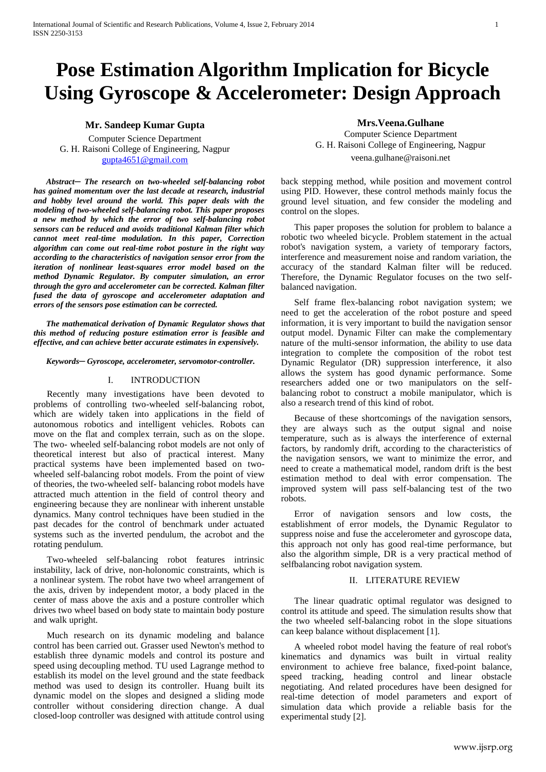# Pose Estimation Algorithm Implication for Bicycle Using Gyroscope & Accelerometer: Design Approach

**Mr. Sandeep Kumar Gupta**

Computer Science Department
G. H. Raisoni College of Engineering, Nagpur
gupta4651@gmail.com

**Mrs.Veena.Gulhane**

Computer Science Department
G. H. Raisoni College of Engineering, Nagpur
veena.gulhane@raisoni.net

***Abstract*– *The research on two-wheeled self-balancing robot has gained momentum over the last decade at research, industrial and hobby level around the world. This paper deals with the modeling of two-wheeled self-balancing robot. This paper proposes a new method by which the error of two self-balancing robot sensors can be reduced and avoids traditional Kalman filter which cannot meet real-time modulation. In this paper, Correction algorithm can come out real-time robot posture in the right way according to the characteristics of navigation sensor error from the iteration of nonlinear least-squares error model based on the method Dynamic Regulator. By computer simulation, an error through the gyro and accelerometer can be corrected. Kalman filter fused the data of gyroscope and accelerometer adaptation and errors of the sensors pose estimation can be corrected.***

***The mathematical derivation of Dynamic Regulator shows that this method of reducing posture estimation error is feasible and effective, and can achieve better accurate estimates in expensively.***

***Keywords*– *Gyroscope, accelerometer, servomotor-controller.***

## I. INTRODUCTION

Recently many investigations have been devoted to problems of controlling two-wheeled self-balancing robot, which are widely taken into applications in the field of autonomous robotics and intelligent vehicles. Robots can move on the flat and complex terrain, such as on the slope. The two- wheeled self-balancing robot models are not only of theoretical interest but also of practical interest. Many practical systems have been implemented based on two-wheeled self-balancing robot models. From the point of view of theories, the two-wheeled self- balancing robot models have attracted much attention in the field of control theory and engineering because they are nonlinear with inherent unstable dynamics. Many control techniques have been studied in the past decades for the control of benchmark under actuated systems such as the inverted pendulum, the acrobot and the rotating pendulum.

Two-wheeled self-balancing robot features intrinsic instability, lack of drive, non-holonomic constraints, which is a nonlinear system. The robot have two wheel arrangement of the axis, driven by independent motor, a body placed in the center of mass above the axis and a posture controller which drives two wheel based on body state to maintain body posture and walk upright.

Much research on its dynamic modeling and balance control has been carried out. Grasser used Newton's method to establish three dynamic models and control its posture and speed using decoupling method. TU used Lagrange method to establish its model on the level ground and the state feedback method was used to design its controller. Huang built its dynamic model on the slopes and designed a sliding mode controller without considering direction change. A dual closed-loop controller was designed with attitude control using back stepping method, while position and movement control using PID. However, these control methods mainly focus the ground level situation, and few consider the modeling and control on the slopes.

This paper proposes the solution for problem to balance a robotic two wheeled bicycle. Problem statement in the actual robot's navigation system, a variety of temporary factors, interference and measurement noise and random variation, the accuracy of the standard Kalman filter will be reduced. Therefore, the Dynamic Regulator focuses on the two self-balanced navigation.

Self frame flex-balancing robot navigation system; we need to get the acceleration of the robot posture and speed information, it is very important to build the navigation sensor output model. Dynamic Filter can make the complementary nature of the multi-sensor information, the ability to use data integration to complete the composition of the robot test Dynamic Regulator (DR) suppression interference, it also allows the system has good dynamic performance. Some researchers added one or two manipulators on the self-balancing robot to construct a mobile manipulator, which is also a research trend of this kind of robot.

Because of these shortcomings of the navigation sensors, they are always such as the output signal and noise temperature, such as is always the interference of external factors, by randomly drift, according to the characteristics of the navigation sensors, we want to minimize the error, and need to create a mathematical model, random drift is the best estimation method to deal with error compensation. The improved system will pass self-balancing test of the two robots.

Error of navigation sensors and low costs, the establishment of error models, the Dynamic Regulator to suppress noise and fuse the accelerometer and gyroscope data, this approach not only has good real-time performance, but also the algorithm simple, DR is a very practical method of selfbalancing robot navigation system.

## II. LITERATURE REVIEW

The linear quadratic optimal regulator was designed to control its attitude and speed. The simulation results show that the two wheeled self-balancing robot in the slope situations can keep balance without displacement [1].

A wheeled robot model having the feature of real robot's kinematics and dynamics was built in virtual reality environment to achieve free balance, fixed-point balance, speed tracking, heading control and linear obstacle negotiating. And related procedures have been designed for real-time detection of model parameters and export of simulation data which provide a reliable basis for the experimental study [2].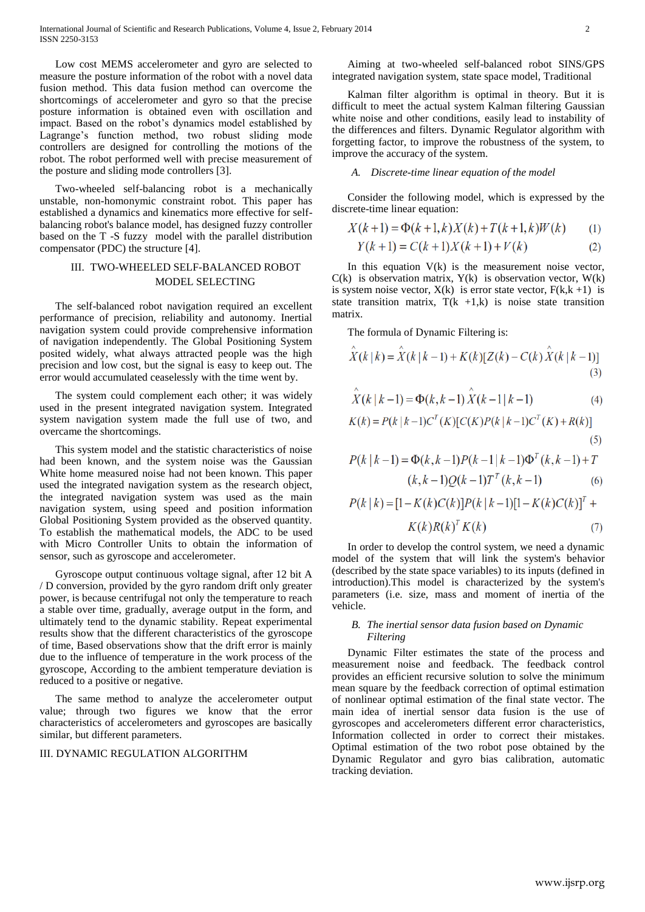Low cost MEMS accelerometer and gyro are selected to measure the posture information of the robot with a novel data fusion method. This data fusion method can overcome the shortcomings of accelerometer and gyro so that the precise posture information is obtained even with oscillation and impact. Based on the robot's dynamics model established by Lagrange's function method, two robust sliding mode controllers are designed for controlling the motions of the robot. The robot performed well with precise measurement of the posture and sliding mode controllers [3].

Two-wheeled self-balancing robot is a mechanically unstable, non-homonymic constraint robot. This paper has established a dynamics and kinematics more effective for self-balancing robot's balance model, has designed fuzzy controller based on the T -S fuzzy model with the parallel distribution compensator (PDC) the structure [4].

## III. TWO-WHEELED SELF-BALANCED ROBOT MODEL SELECTING

The self-balanced robot navigation required an excellent performance of precision, reliability and autonomy. Inertial navigation system could provide comprehensive information of navigation independently. The Global Positioning System posited widely, what always attracted people was the high precision and low cost, but the signal is easy to keep out. The error would accumulated ceaselessly with the time went by.

The system could complement each other; it was widely used in the present integrated navigation system. Integrated system navigation system made the full use of two, and overcame the shortcomings.

This system model and the statistic characteristics of noise had been known, and the system noise was the Gaussian White home measured noise had not been known. This paper used the integrated navigation system as the research object, the integrated navigation system was used as the main navigation system, using speed and position information Global Positioning System provided as the observed quantity. To establish the mathematical models, the ADC to be used with Micro Controller Units to obtain the information of sensor, such as gyroscope and accelerometer.

Gyroscope output continuous voltage signal, after 12 bit A / D conversion, provided by the gyro random drift only greater power, is because centrifugal not only the temperature to reach a stable over time, gradually, average output in the form, and ultimately tend to the dynamic stability. Repeat experimental results show that the different characteristics of the gyroscope of time, Based observations show that the drift error is mainly due to the influence of temperature in the work process of the gyroscope, According to the ambient temperature deviation is reduced to a positive or negative.

The same method to analyze the accelerometer output value; through two figures we know that the error characteristics of accelerometers and gyroscopes are basically similar, but different parameters.

## III. DYNAMIC REGULATION ALGORITHM

Aiming at two-wheeled self-balanced robot SINS/GPS integrated navigation system, state space model, Traditional

Kalman filter algorithm is optimal in theory. But it is difficult to meet the actual system Kalman filtering Gaussian white noise and other conditions, easily lead to instability of the differences and filters. Dynamic Regulator algorithm with forgetting factor, to improve the robustness of the system, to improve the accuracy of the system.

### *A. Discrete-time linear equation of the model*

Consider the following model, which is expressed by the discrete-time linear equation:

$$X(k+1) = \Phi(k+1,k)X(k) + T(k+1,k)W(k) \qquad (1)$$

$$Y(k+1) = C(k+1)X(k+1) + V(k) \qquad (2)$$

In this equation V(k) is the measurement noise vector, C(k) is observation matrix, Y(k) is observation vector, W(k) is system noise vector, X(k) is error state vector, F(k,k +1) is state transition matrix, T(k +1,k) is noise state transition matrix.

The formula of Dynamic Filtering is:

$$\hat{X}(k|k) = \hat{X}(k|k-1) + K(k)[Z(k) - C(k)\hat{X}(k|k-1)] \qquad (3)$$

$$\hat{X}(k|k-1) = \Phi(k,k-1)\hat{X}(k-1|k-1) \qquad (4)$$

$$K(k) = P(k|k-1)C^T(K)[C(K)P(k|k-1)C^T(K) + R(k)] \qquad (5)$$

$$P(k|k-1) = \Phi(k,k-1)P(k-1|k-1)\Phi^T(k,k-1) + T(k,k-1)Q(k-1)T^T(k,k-1) \qquad (6)$$

$$P(k|k) = [1 - K(k)C(k)]P(k|k-1)[1 - K(k)C(k)]^T + K(k)R(k)^T K(k) \qquad (7)$$

In order to develop the control system, we need a dynamic model of the system that will link the system's behavior (described by the state space variables) to its inputs (defined in introduction).This model is characterized by the system's parameters (i.e. size, mass and moment of inertia of the vehicle.

### *B. The inertial sensor data fusion based on Dynamic Filtering*

Dynamic Filter estimates the state of the process and measurement noise and feedback. The feedback control provides an efficient recursive solution to solve the minimum mean square by the feedback correction of optimal estimation of nonlinear optimal estimation of the final state vector. The main idea of inertial sensor data fusion is the use of gyroscopes and accelerometers different error characteristics, Information collected in order to correct their mistakes. Optimal estimation of the two robot pose obtained by the Dynamic Regulator and gyro bias calibration, automatic tracking deviation.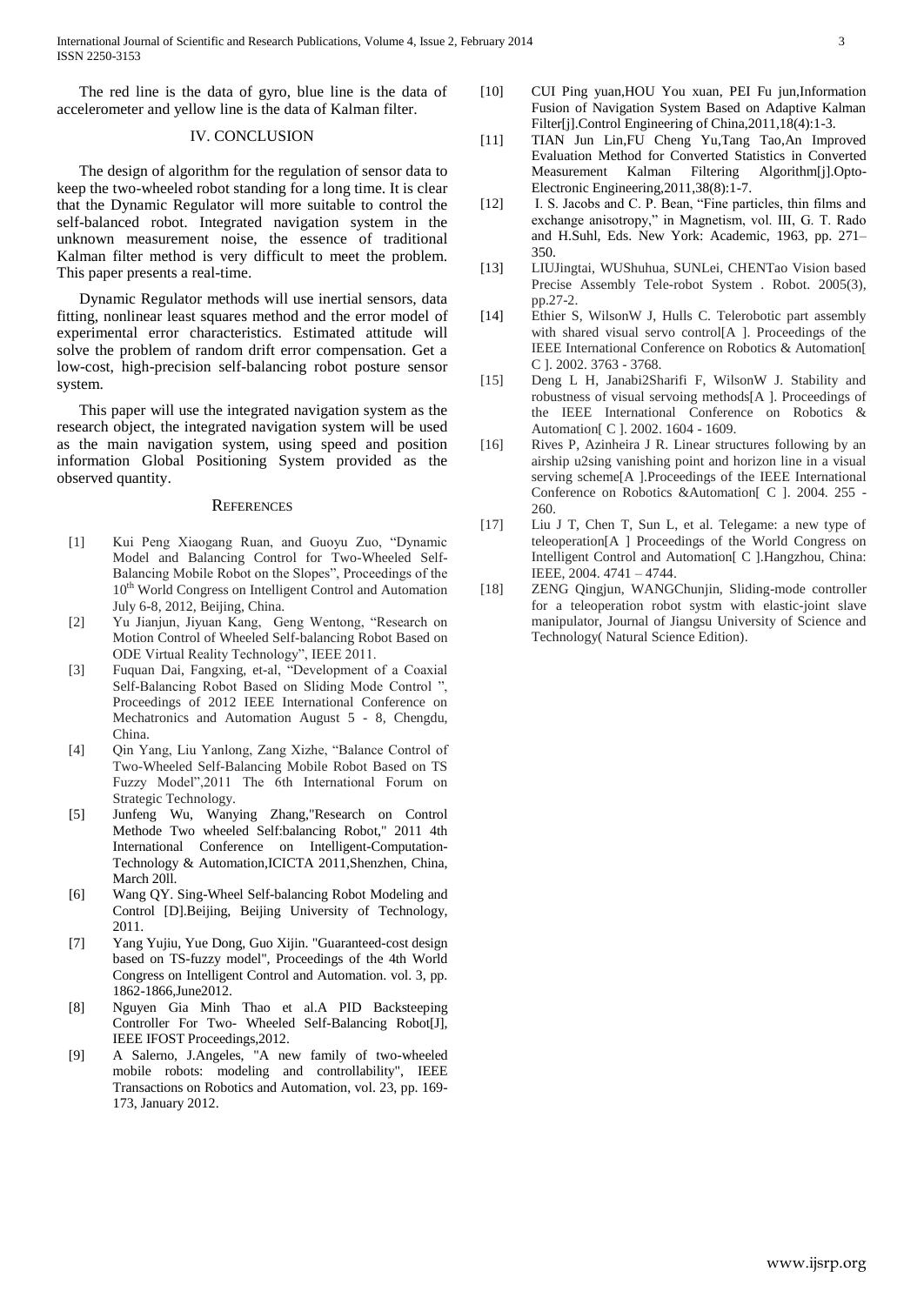The red line is the data of gyro, blue line is the data of accelerometer and yellow line is the data of Kalman filter.

## IV. CONCLUSION

The design of algorithm for the regulation of sensor data to keep the two-wheeled robot standing for a long time. It is clear that the Dynamic Regulator will more suitable to control the self-balanced robot. Integrated navigation system in the unknown measurement noise, the essence of traditional Kalman filter method is very difficult to meet the problem. This paper presents a real-time.

Dynamic Regulator methods will use inertial sensors, data fitting, nonlinear least squares method and the error model of experimental error characteristics. Estimated attitude will solve the problem of random drift error compensation. Get a low-cost, high-precision self-balancing robot posture sensor system.

This paper will use the integrated navigation system as the research object, the integrated navigation system will be used as the main navigation system, using speed and position information Global Positioning System provided as the observed quantity.

## REFERENCES

[1] Kui Peng Xiaogang Ruan, and Guoyu Zuo, "Dynamic Model and Balancing Control for Two-Wheeled Self-Balancing Mobile Robot on the Slopes", Proceedings of the 10th World Congress on Intelligent Control and Automation July 6-8, 2012, Beijing, China.

[2] Yu Jianjun, Jiyuan Kang, Geng Wentong, "Research on Motion Control of Wheeled Self-balancing Robot Based on ODE Virtual Reality Technology", IEEE 2011.

[3] Fuquan Dai, Fangxing, et-al, "Development of a Coaxial Self-Balancing Robot Based on Sliding Mode Control ", Proceedings of 2012 IEEE International Conference on Mechatronics and Automation August 5 - 8, Chengdu, China.

[4] Qin Yang, Liu Yanlong, Zang Xizhe, "Balance Control of Two-Wheeled Self-Balancing Mobile Robot Based on TS Fuzzy Model",2011 The 6th International Forum on Strategic Technology.

[5] Junfeng Wu, Wanying Zhang,"Research on Control Methode Two wheeled Self:balancing Robot," 2011 4th International Conference on Intelligent-Computation-Technology & Automation,ICICTA 2011,Shenzhen, China, March 20ll.

[6] Wang QY. Sing-Wheel Self-balancing Robot Modeling and Control [D].Beijing, Beijing University of Technology, 2011.

[7] Yang Yujiu, Yue Dong, Guo Xijin. "Guaranteed-cost design based on TS-fuzzy model", Proceedings of the 4th World Congress on Intelligent Control and Automation. vol. 3, pp. 1862-1866,June2012.

[8] Nguyen Gia Minh Thao et al.A PID Backsteeping Controller For Two- Wheeled Self-Balancing Robot[J], IEEE IFOST Proceedings,2012.

[9] A Salerno, J.Angeles, "A new family of two-wheeled mobile robots: modeling and controllability", IEEE Transactions on Robotics and Automation, vol. 23, pp. 169-173, January 2012.

[10] CUI Ping yuan,HOU You xuan, PEI Fu jun,Information Fusion of Navigation System Based on Adaptive Kalman Filter[j].Control Engineering of China,2011,18(4):1-3.

[11] TIAN Jun Lin,FU Cheng Yu,Tang Tao,An Improved Evaluation Method for Converted Statistics in Converted Measurement Kalman Filtering Algorithm[j].Opto-Electronic Engineering,2011,38(8):1-7.

[12] I. S. Jacobs and C. P. Bean, "Fine particles, thin films and exchange anisotropy," in Magnetism, vol. III, G. T. Rado and H.Suhl, Eds. New York: Academic, 1963, pp. 271–350.

[13] LIUJingtai, WUShuhua, SUNLei, CHENTao Vision based Precise Assembly Tele-robot System . Robot. 2005(3), pp.27-2.

[14] Ethier S, WilsonW J, Hulls C. Telerobotic part assembly with shared visual servo control[A ]. Proceedings of the IEEE International Conference on Robotics & Automation[ C ]. 2002. 3763 - 3768.

[15] Deng L H, Janabi2Sharifi F, WilsonW J. Stability and robustness of visual servoing methods[A ]. Proceedings of the IEEE International Conference on Robotics & Automation[ C ]. 2002. 1604 - 1609.

[16] Rives P, Azinheira J R. Linear structures following by an airship u2sing vanishing point and horizon line in a visual serving scheme[A ].Proceedings of the IEEE International Conference on Robotics &Automation[ C ]. 2004. 255 - 260.

[17] Liu J T, Chen T, Sun L, et al. Telegame: a new type of teleoperation[A ] Proceedings of the World Congress on Intelligent Control and Automation[ C ].Hangzhou, China: IEEE, 2004. 4741 – 4744.

[18] ZENG Qingjun, WANGChunjin, Sliding-mode controller for a teleoperation robot systm with elastic-joint slave manipulator, Journal of Jiangsu University of Science and Technology( Natural Science Edition).